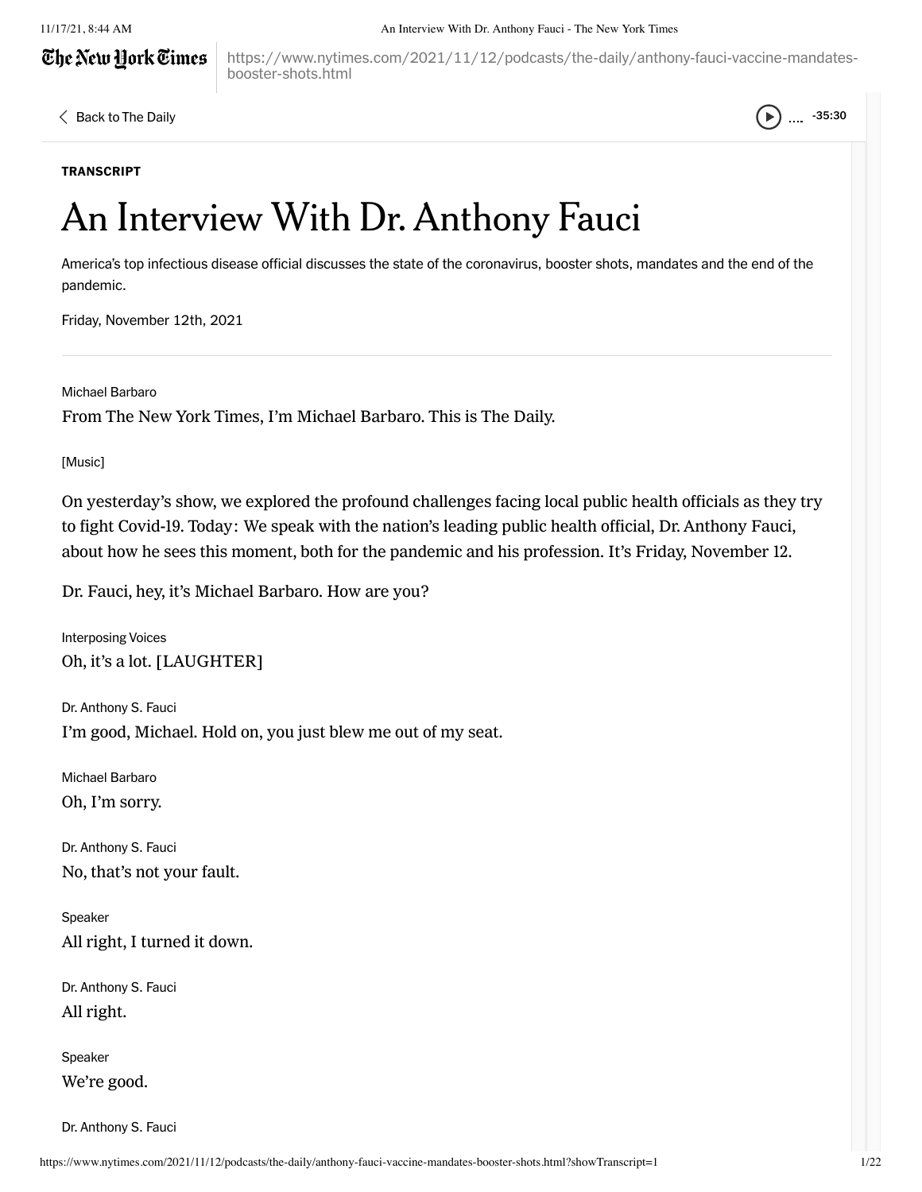Back to The Daily

**TRANSCRIPT**

# An Interview With Dr. Anthony Fauci

America's top infectious disease official discusses the state of the coronavirus, booster shots, mandates and the end of the pandemic.

Friday, November 12th, 2021

---

Michael Barbaro

From The New York Times, I'm Michael Barbaro. This is The Daily.

[Music]

On yesterday's show, we explored the profound challenges facing local public health officials as they try to fight Covid-19. Today: We speak with the nation's leading public health official, Dr. Anthony Fauci, about how he sees this moment, both for the pandemic and his profession. It's Friday, November 12.

Dr. Fauci, hey, it's Michael Barbaro. How are you?

Interposing Voices

Oh, it's a lot. [LAUGHTER]

Dr. Anthony S. Fauci

I'm good, Michael. Hold on, you just blew me out of my seat.

Michael Barbaro

Oh, I'm sorry.

Dr. Anthony S. Fauci

No, that's not your fault.

Speaker

All right, I turned it down.

Dr. Anthony S. Fauci

All right.

Speaker

We're good.

Dr. Anthony S. Fauci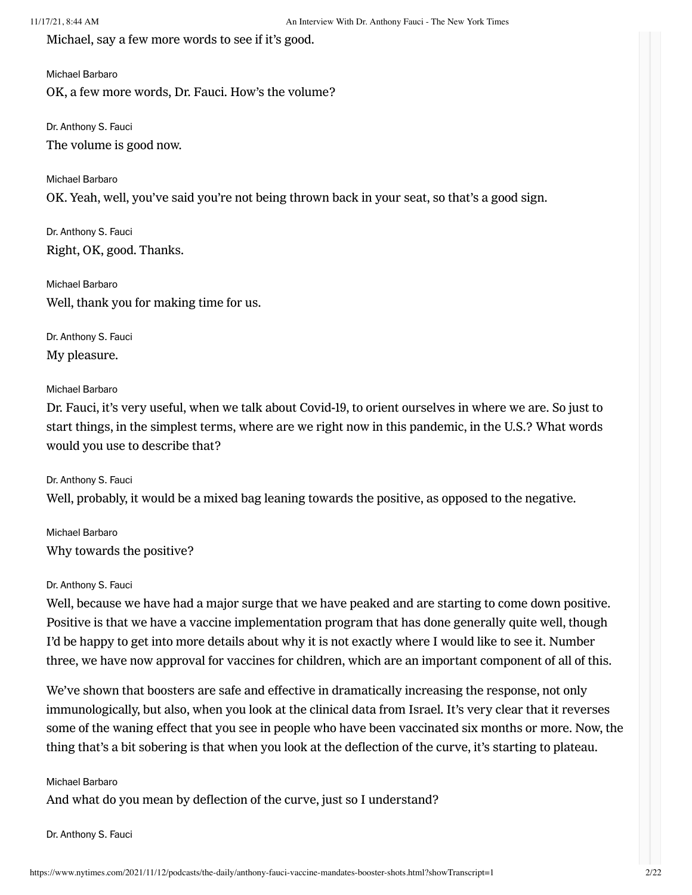Michael, say a few more words to see if it's good.

Michael Barbaro

OK, a few more words, Dr. Fauci. How's the volume?

Dr. Anthony S. Fauci

The volume is good now.

Michael Barbaro

OK. Yeah, well, you've said you're not being thrown back in your seat, so that's a good sign.

Dr. Anthony S. Fauci

Right, OK, good. Thanks.

Michael Barbaro

Well, thank you for making time for us.

Dr. Anthony S. Fauci

My pleasure.

Michael Barbaro

Dr. Fauci, it's very useful, when we talk about Covid-19, to orient ourselves in where we are. So just to start things, in the simplest terms, where are we right now in this pandemic, in the U.S.? What words would you use to describe that?

Dr. Anthony S. Fauci

Well, probably, it would be a mixed bag leaning towards the positive, as opposed to the negative.

Michael Barbaro

Why towards the positive?

Dr. Anthony S. Fauci

Well, because we have had a major surge that we have peaked and are starting to come down positive. Positive is that we have a vaccine implementation program that has done generally quite well, though I'd be happy to get into more details about why it is not exactly where I would like to see it. Number three, we have now approval for vaccines for children, which are an important component of all of this.

We've shown that boosters are safe and effective in dramatically increasing the response, not only immunologically, but also, when you look at the clinical data from Israel. It's very clear that it reverses some of the waning effect that you see in people who have been vaccinated six months or more. Now, the thing that's a bit sobering is that when you look at the deflection of the curve, it's starting to plateau.

Michael Barbaro

And what do you mean by deflection of the curve, just so I understand?

Dr. Anthony S. Fauci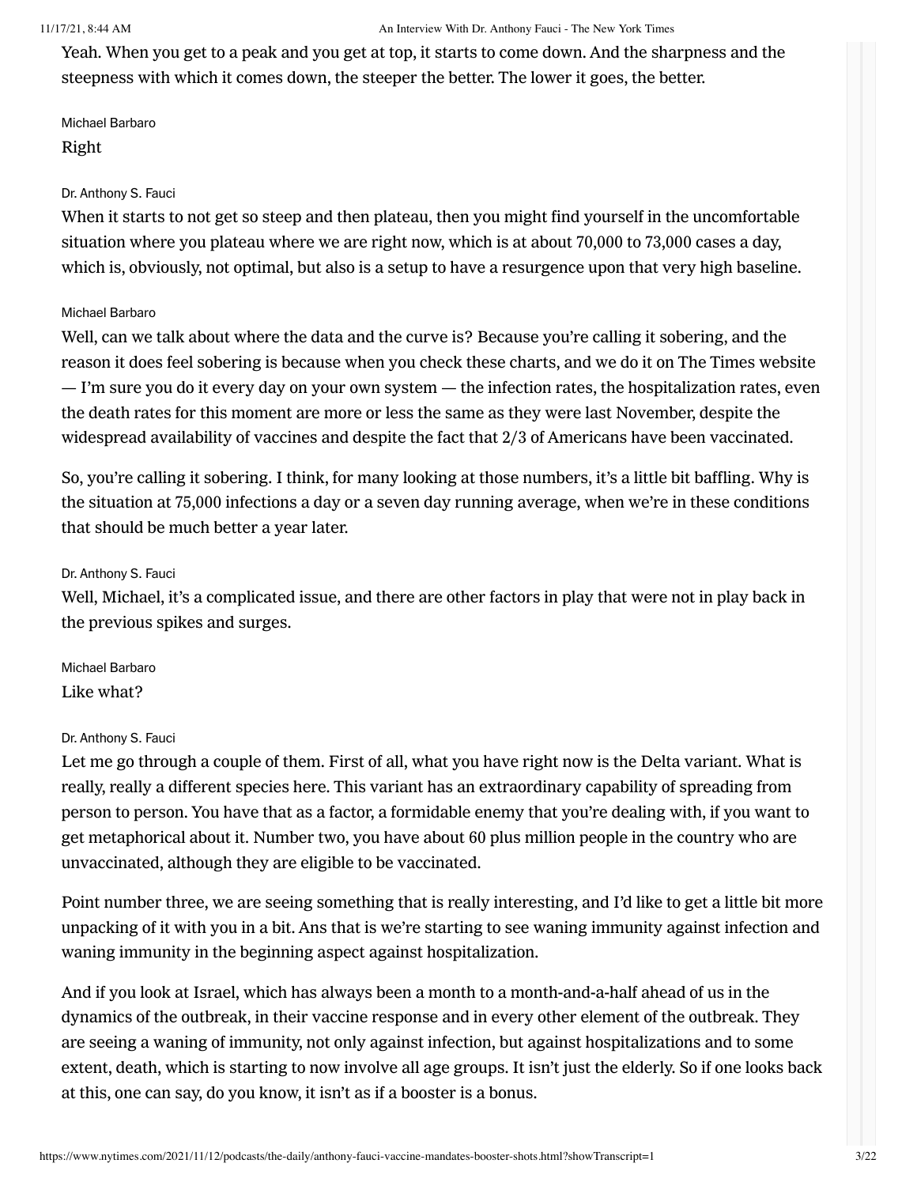Yeah. When you get to a peak and you get at top, it starts to come down. And the sharpness and the steepness with which it comes down, the steeper the better. The lower it goes, the better.

Michael Barbaro

Right

Dr. Anthony S. Fauci

When it starts to not get so steep and then plateau, then you might find yourself in the uncomfortable situation where you plateau where we are right now, which is at about 70,000 to 73,000 cases a day, which is, obviously, not optimal, but also is a setup to have a resurgence upon that very high baseline.

Michael Barbaro

Well, can we talk about where the data and the curve is? Because you're calling it sobering, and the reason it does feel sobering is because when you check these charts, and we do it on The Times website — I'm sure you do it every day on your own system — the infection rates, the hospitalization rates, even the death rates for this moment are more or less the same as they were last November, despite the widespread availability of vaccines and despite the fact that 2/3 of Americans have been vaccinated.

So, you're calling it sobering. I think, for many looking at those numbers, it's a little bit baffling. Why is the situation at 75,000 infections a day or a seven day running average, when we're in these conditions that should be much better a year later.

Dr. Anthony S. Fauci

Well, Michael, it's a complicated issue, and there are other factors in play that were not in play back in the previous spikes and surges.

Michael Barbaro

Like what?

Dr. Anthony S. Fauci

Let me go through a couple of them. First of all, what you have right now is the Delta variant. What is really, really a different species here. This variant has an extraordinary capability of spreading from person to person. You have that as a factor, a formidable enemy that you're dealing with, if you want to get metaphorical about it. Number two, you have about 60 plus million people in the country who are unvaccinated, although they are eligible to be vaccinated.

Point number three, we are seeing something that is really interesting, and I'd like to get a little bit more unpacking of it with you in a bit. Ans that is we're starting to see waning immunity against infection and waning immunity in the beginning aspect against hospitalization.

And if you look at Israel, which has always been a month to a month-and-a-half ahead of us in the dynamics of the outbreak, in their vaccine response and in every other element of the outbreak. They are seeing a waning of immunity, not only against infection, but against hospitalizations and to some extent, death, which is starting to now involve all age groups. It isn't just the elderly. So if one looks back at this, one can say, do you know, it isn't as if a booster is a bonus.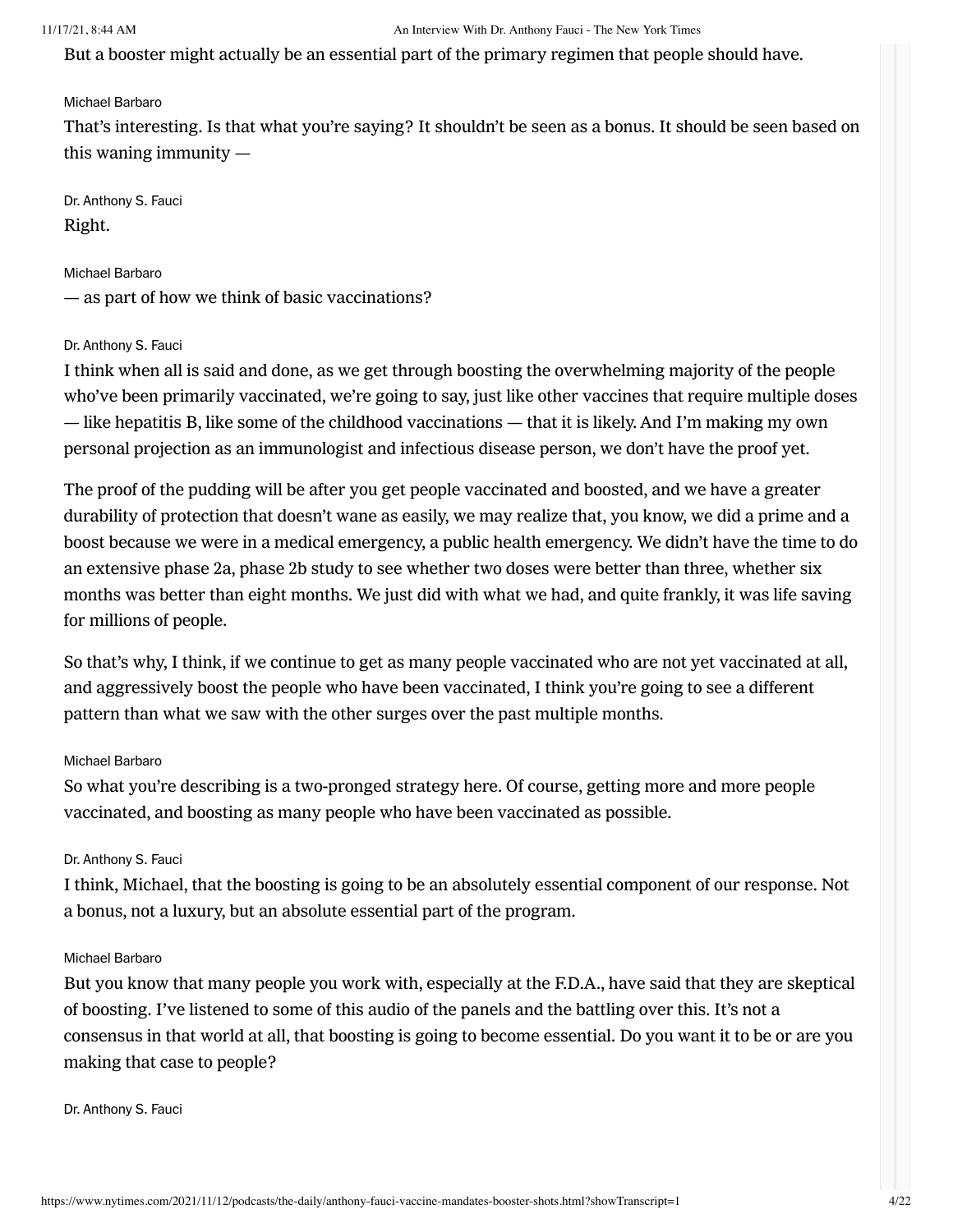But a booster might actually be an essential part of the primary regimen that people should have.

Michael Barbaro

That's interesting. Is that what you're saying? It shouldn't be seen as a bonus. It should be seen based on this waning immunity —

Dr. Anthony S. Fauci

Right.

Michael Barbaro

— as part of how we think of basic vaccinations?

Dr. Anthony S. Fauci

I think when all is said and done, as we get through boosting the overwhelming majority of the people who've been primarily vaccinated, we're going to say, just like other vaccines that require multiple doses — like hepatitis B, like some of the childhood vaccinations — that it is likely. And I'm making my own personal projection as an immunologist and infectious disease person, we don't have the proof yet.

The proof of the pudding will be after you get people vaccinated and boosted, and we have a greater durability of protection that doesn't wane as easily, we may realize that, you know, we did a prime and a boost because we were in a medical emergency, a public health emergency. We didn't have the time to do an extensive phase 2a, phase 2b study to see whether two doses were better than three, whether six months was better than eight months. We just did with what we had, and quite frankly, it was life saving for millions of people.

So that's why, I think, if we continue to get as many people vaccinated who are not yet vaccinated at all, and aggressively boost the people who have been vaccinated, I think you're going to see a different pattern than what we saw with the other surges over the past multiple months.

Michael Barbaro

So what you're describing is a two-pronged strategy here. Of course, getting more and more people vaccinated, and boosting as many people who have been vaccinated as possible.

Dr. Anthony S. Fauci

I think, Michael, that the boosting is going to be an absolutely essential component of our response. Not a bonus, not a luxury, but an absolute essential part of the program.

Michael Barbaro

But you know that many people you work with, especially at the F.D.A., have said that they are skeptical of boosting. I've listened to some of this audio of the panels and the battling over this. It's not a consensus in that world at all, that boosting is going to become essential. Do you want it to be or are you making that case to people?

Dr. Anthony S. Fauci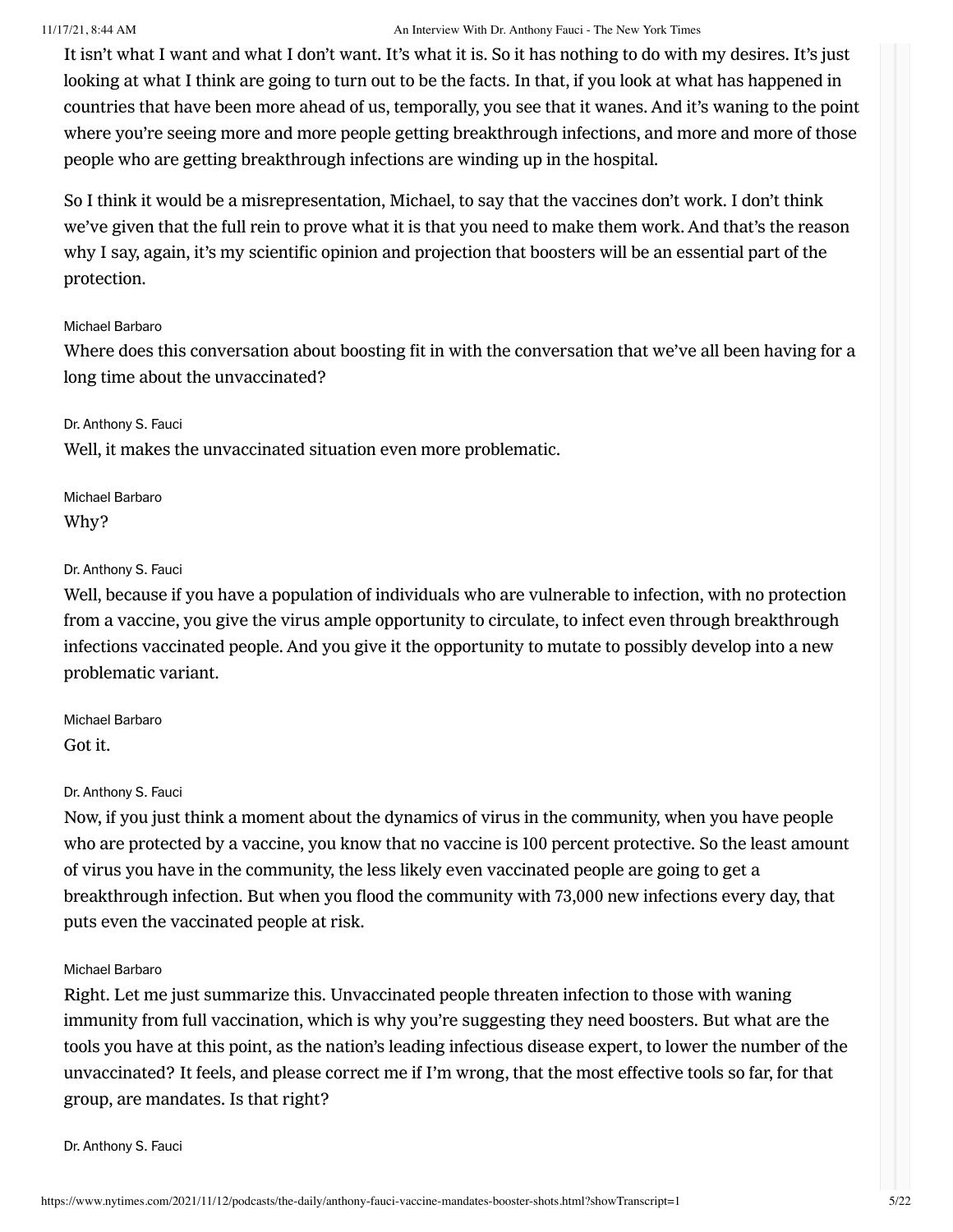It isn't what I want and what I don't want. It's what it is. So it has nothing to do with my desires. It's just looking at what I think are going to turn out to be the facts. In that, if you look at what has happened in countries that have been more ahead of us, temporally, you see that it wanes. And it's waning to the point where you're seeing more and more people getting breakthrough infections, and more and more of those people who are getting breakthrough infections are winding up in the hospital.

So I think it would be a misrepresentation, Michael, to say that the vaccines don't work. I don't think we've given that the full rein to prove what it is that you need to make them work. And that's the reason why I say, again, it's my scientific opinion and projection that boosters will be an essential part of the protection.

Michael Barbaro

Where does this conversation about boosting fit in with the conversation that we've all been having for a long time about the unvaccinated?

Dr. Anthony S. Fauci

Well, it makes the unvaccinated situation even more problematic.

Michael Barbaro

Why?

Dr. Anthony S. Fauci

Well, because if you have a population of individuals who are vulnerable to infection, with no protection from a vaccine, you give the virus ample opportunity to circulate, to infect even through breakthrough infections vaccinated people. And you give it the opportunity to mutate to possibly develop into a new problematic variant.

Michael Barbaro

Got it.

Dr. Anthony S. Fauci

Now, if you just think a moment about the dynamics of virus in the community, when you have people who are protected by a vaccine, you know that no vaccine is 100 percent protective. So the least amount of virus you have in the community, the less likely even vaccinated people are going to get a breakthrough infection. But when you flood the community with 73,000 new infections every day, that puts even the vaccinated people at risk.

Michael Barbaro

Right. Let me just summarize this. Unvaccinated people threaten infection to those with waning immunity from full vaccination, which is why you're suggesting they need boosters. But what are the tools you have at this point, as the nation's leading infectious disease expert, to lower the number of the unvaccinated? It feels, and please correct me if I'm wrong, that the most effective tools so far, for that group, are mandates. Is that right?

Dr. Anthony S. Fauci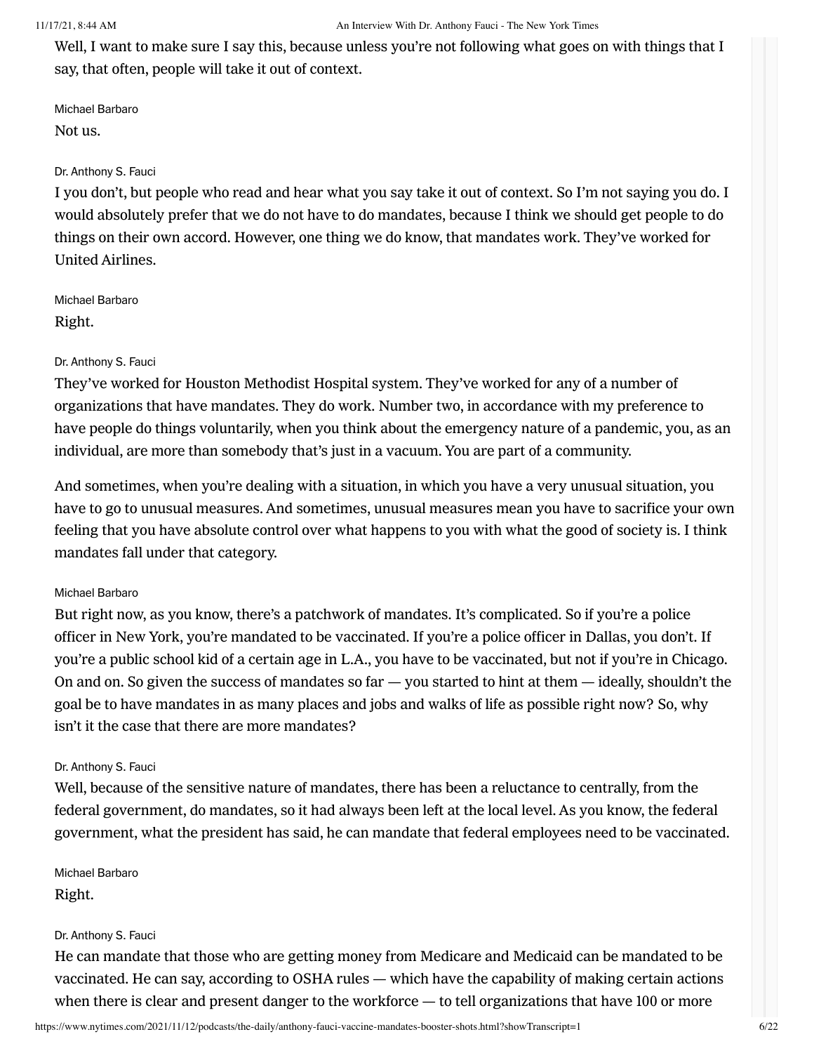Well, I want to make sure I say this, because unless you're not following what goes on with things that I say, that often, people will take it out of context.

Michael Barbaro

Not us.

Dr. Anthony S. Fauci

I you don't, but people who read and hear what you say take it out of context. So I'm not saying you do. I would absolutely prefer that we do not have to do mandates, because I think we should get people to do things on their own accord. However, one thing we do know, that mandates work. They've worked for United Airlines.

Michael Barbaro

Right.

Dr. Anthony S. Fauci

They've worked for Houston Methodist Hospital system. They've worked for any of a number of organizations that have mandates. They do work. Number two, in accordance with my preference to have people do things voluntarily, when you think about the emergency nature of a pandemic, you, as an individual, are more than somebody that's just in a vacuum. You are part of a community.

And sometimes, when you're dealing with a situation, in which you have a very unusual situation, you have to go to unusual measures. And sometimes, unusual measures mean you have to sacrifice your own feeling that you have absolute control over what happens to you with what the good of society is. I think mandates fall under that category.

Michael Barbaro

But right now, as you know, there's a patchwork of mandates. It's complicated. So if you're a police officer in New York, you're mandated to be vaccinated. If you're a police officer in Dallas, you don't. If you're a public school kid of a certain age in L.A., you have to be vaccinated, but not if you're in Chicago. On and on. So given the success of mandates so far — you started to hint at them — ideally, shouldn't the goal be to have mandates in as many places and jobs and walks of life as possible right now? So, why isn't it the case that there are more mandates?

Dr. Anthony S. Fauci

Well, because of the sensitive nature of mandates, there has been a reluctance to centrally, from the federal government, do mandates, so it had always been left at the local level. As you know, the federal government, what the president has said, he can mandate that federal employees need to be vaccinated.

Michael Barbaro

Right.

Dr. Anthony S. Fauci

He can mandate that those who are getting money from Medicare and Medicaid can be mandated to be vaccinated. He can say, according to OSHA rules — which have the capability of making certain actions when there is clear and present danger to the workforce — to tell organizations that have 100 or more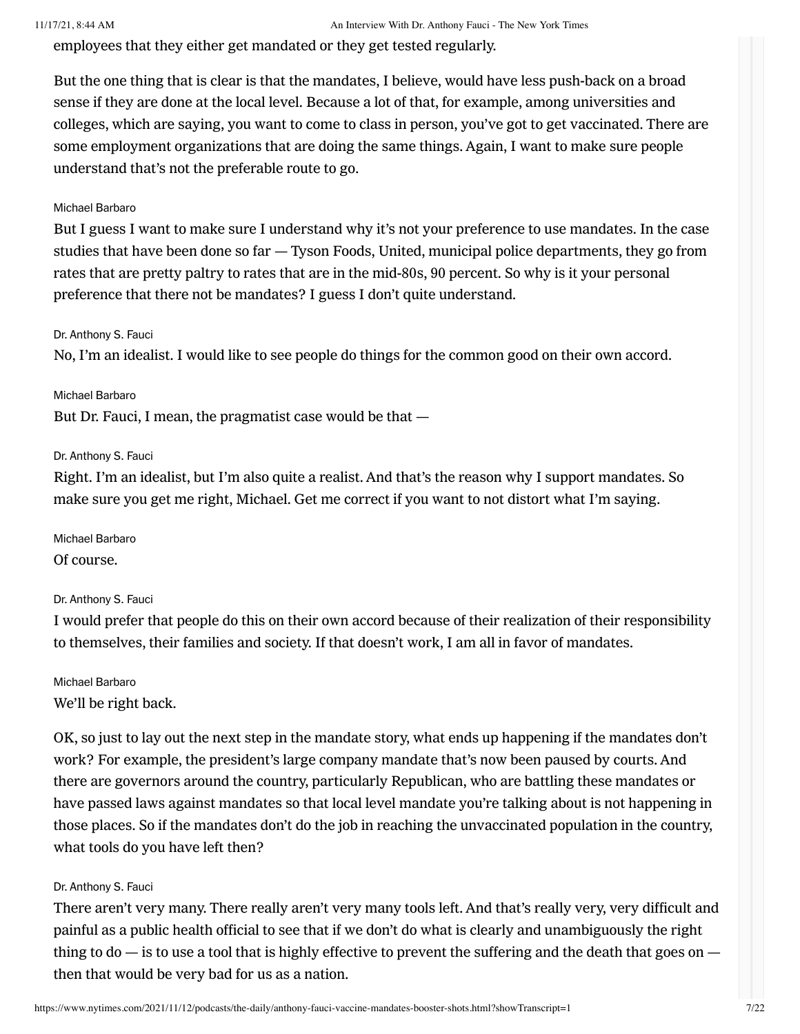employees that they either get mandated or they get tested regularly.

But the one thing that is clear is that the mandates, I believe, would have less push-back on a broad sense if they are done at the local level. Because a lot of that, for example, among universities and colleges, which are saying, you want to come to class in person, you've got to get vaccinated. There are some employment organizations that are doing the same things. Again, I want to make sure people understand that's not the preferable route to go.

Michael Barbaro

But I guess I want to make sure I understand why it's not your preference to use mandates. In the case studies that have been done so far — Tyson Foods, United, municipal police departments, they go from rates that are pretty paltry to rates that are in the mid-80s, 90 percent. So why is it your personal preference that there not be mandates? I guess I don't quite understand.

Dr. Anthony S. Fauci

No, I'm an idealist. I would like to see people do things for the common good on their own accord.

Michael Barbaro

But Dr. Fauci, I mean, the pragmatist case would be that —

Dr. Anthony S. Fauci

Right. I'm an idealist, but I'm also quite a realist. And that's the reason why I support mandates. So make sure you get me right, Michael. Get me correct if you want to not distort what I'm saying.

Michael Barbaro

Of course.

Dr. Anthony S. Fauci

I would prefer that people do this on their own accord because of their realization of their responsibility to themselves, their families and society. If that doesn't work, I am all in favor of mandates.

Michael Barbaro

We'll be right back.

OK, so just to lay out the next step in the mandate story, what ends up happening if the mandates don't work? For example, the president's large company mandate that's now been paused by courts. And there are governors around the country, particularly Republican, who are battling these mandates or have passed laws against mandates so that local level mandate you're talking about is not happening in those places. So if the mandates don't do the job in reaching the unvaccinated population in the country, what tools do you have left then?

Dr. Anthony S. Fauci

There aren't very many. There really aren't very many tools left. And that's really very, very difficult and painful as a public health official to see that if we don't do what is clearly and unambiguously the right thing to do — is to use a tool that is highly effective to prevent the suffering and the death that goes on — then that would be very bad for us as a nation.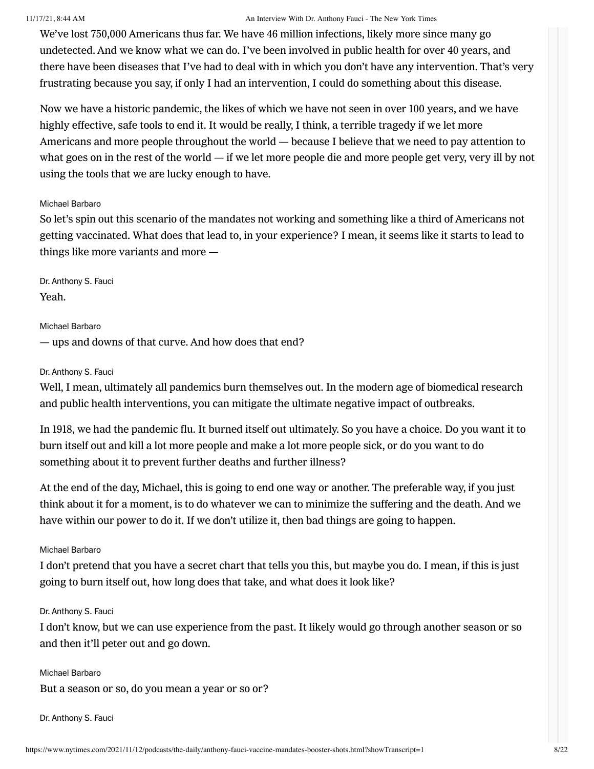We've lost 750,000 Americans thus far. We have 46 million infections, likely more since many go undetected. And we know what we can do. I've been involved in public health for over 40 years, and there have been diseases that I've had to deal with in which you don't have any intervention. That's very frustrating because you say, if only I had an intervention, I could do something about this disease.

Now we have a historic pandemic, the likes of which we have not seen in over 100 years, and we have highly effective, safe tools to end it. It would be really, I think, a terrible tragedy if we let more Americans and more people throughout the world — because I believe that we need to pay attention to what goes on in the rest of the world — if we let more people die and more people get very, very ill by not using the tools that we are lucky enough to have.

Michael Barbaro

So let's spin out this scenario of the mandates not working and something like a third of Americans not getting vaccinated. What does that lead to, in your experience? I mean, it seems like it starts to lead to things like more variants and more —

Dr. Anthony S. Fauci

Yeah.

Michael Barbaro

— ups and downs of that curve. And how does that end?

Dr. Anthony S. Fauci

Well, I mean, ultimately all pandemics burn themselves out. In the modern age of biomedical research and public health interventions, you can mitigate the ultimate negative impact of outbreaks.

In 1918, we had the pandemic flu. It burned itself out ultimately. So you have a choice. Do you want it to burn itself out and kill a lot more people and make a lot more people sick, or do you want to do something about it to prevent further deaths and further illness?

At the end of the day, Michael, this is going to end one way or another. The preferable way, if you just think about it for a moment, is to do whatever we can to minimize the suffering and the death. And we have within our power to do it. If we don't utilize it, then bad things are going to happen.

Michael Barbaro

I don't pretend that you have a secret chart that tells you this, but maybe you do. I mean, if this is just going to burn itself out, how long does that take, and what does it look like?

Dr. Anthony S. Fauci

I don't know, but we can use experience from the past. It likely would go through another season or so and then it'll peter out and go down.

Michael Barbaro

But a season or so, do you mean a year or so or?

Dr. Anthony S. Fauci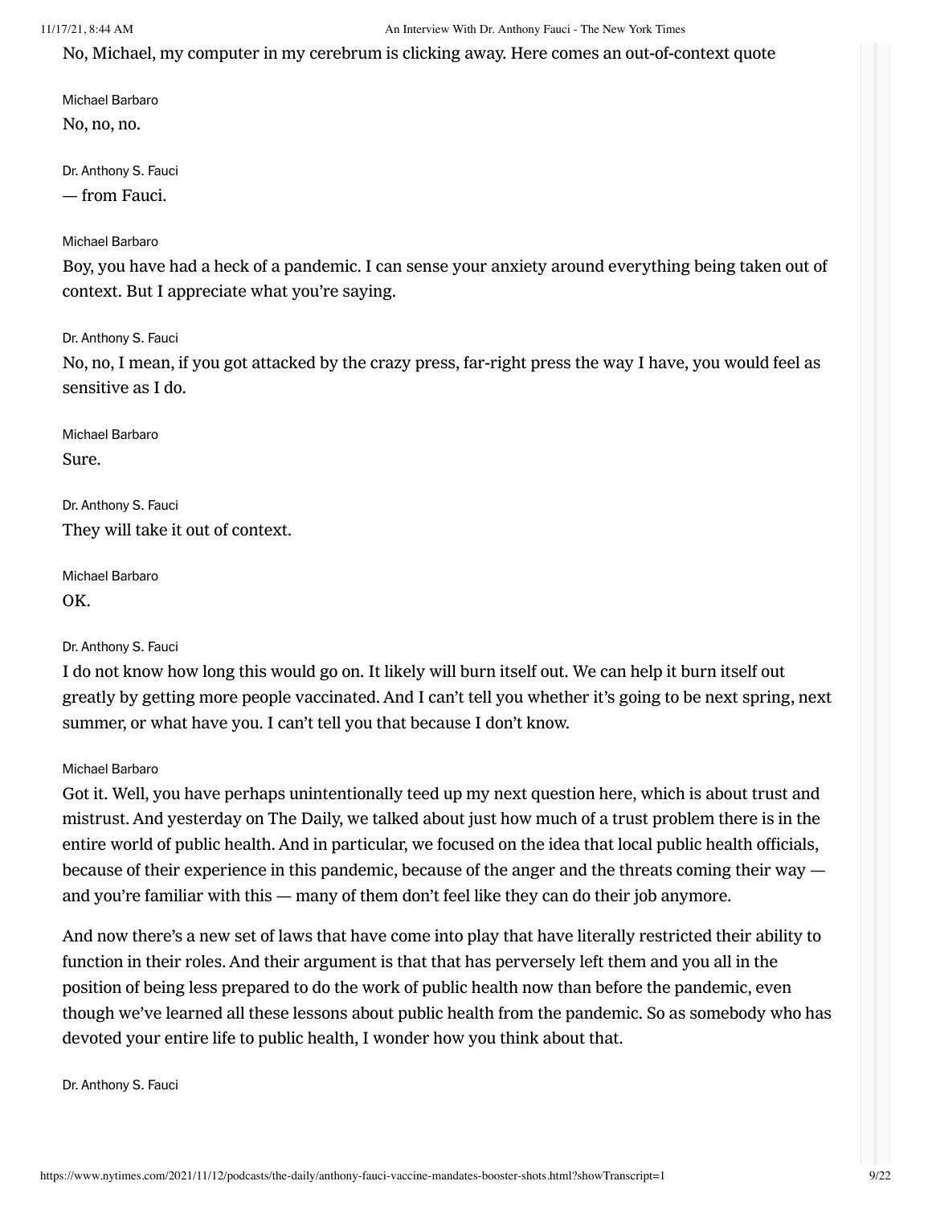No, Michael, my computer in my cerebrum is clicking away. Here comes an out-of-context quote

Michael Barbaro

No, no, no.

Dr. Anthony S. Fauci

— from Fauci.

Michael Barbaro

Boy, you have had a heck of a pandemic. I can sense your anxiety around everything being taken out of context. But I appreciate what you're saying.

Dr. Anthony S. Fauci

No, no, I mean, if you got attacked by the crazy press, far-right press the way I have, you would feel as sensitive as I do.

Michael Barbaro

Sure.

Dr. Anthony S. Fauci

They will take it out of context.

Michael Barbaro

OK.

Dr. Anthony S. Fauci

I do not know how long this would go on. It likely will burn itself out. We can help it burn itself out greatly by getting more people vaccinated. And I can't tell you whether it's going to be next spring, next summer, or what have you. I can't tell you that because I don't know.

Michael Barbaro

Got it. Well, you have perhaps unintentionally teed up my next question here, which is about trust and mistrust. And yesterday on The Daily, we talked about just how much of a trust problem there is in the entire world of public health. And in particular, we focused on the idea that local public health officials, because of their experience in this pandemic, because of the anger and the threats coming their way — and you're familiar with this — many of them don't feel like they can do their job anymore.

And now there's a new set of laws that have come into play that have literally restricted their ability to function in their roles. And their argument is that that has perversely left them and you all in the position of being less prepared to do the work of public health now than before the pandemic, even though we've learned all these lessons about public health from the pandemic. So as somebody who has devoted your entire life to public health, I wonder how you think about that.

Dr. Anthony S. Fauci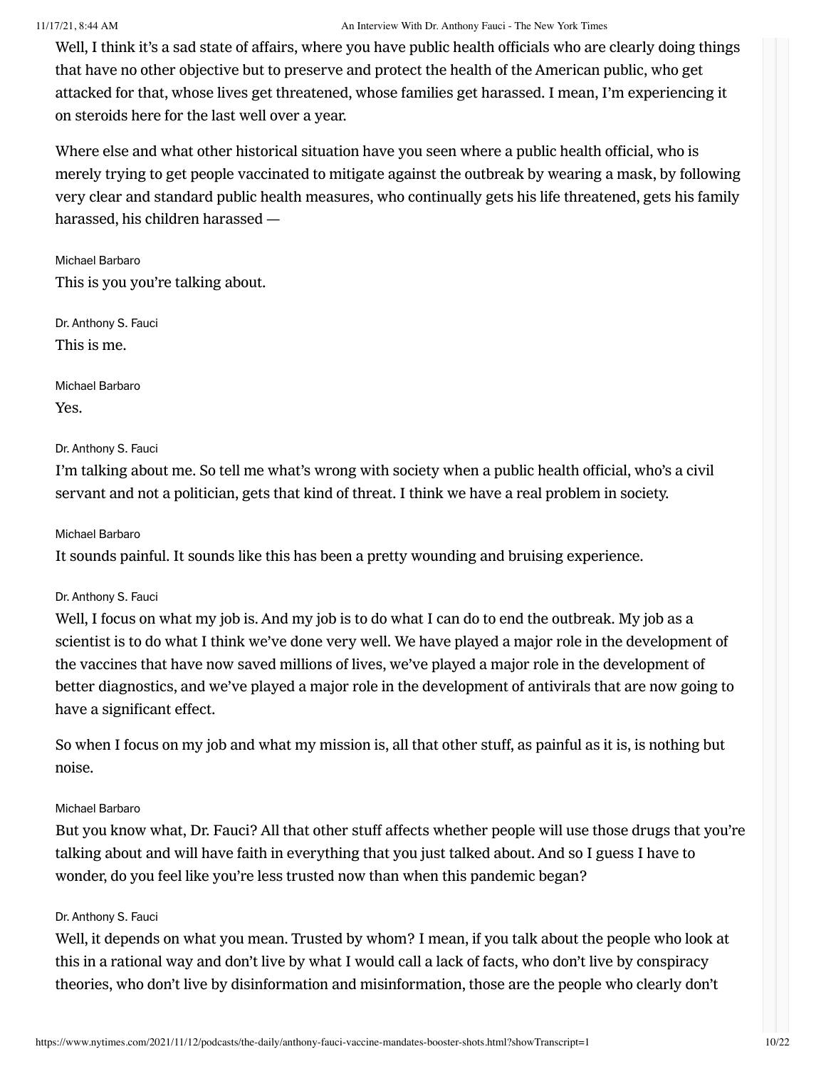Well, I think it's a sad state of affairs, where you have public health officials who are clearly doing things that have no other objective but to preserve and protect the health of the American public, who get attacked for that, whose lives get threatened, whose families get harassed. I mean, I'm experiencing it on steroids here for the last well over a year.

Where else and what other historical situation have you seen where a public health official, who is merely trying to get people vaccinated to mitigate against the outbreak by wearing a mask, by following very clear and standard public health measures, who continually gets his life threatened, gets his family harassed, his children harassed —

Michael Barbaro

This is you you're talking about.

Dr. Anthony S. Fauci

This is me.

Michael Barbaro

Yes.

Dr. Anthony S. Fauci

I'm talking about me. So tell me what's wrong with society when a public health official, who's a civil servant and not a politician, gets that kind of threat. I think we have a real problem in society.

Michael Barbaro

It sounds painful. It sounds like this has been a pretty wounding and bruising experience.

Dr. Anthony S. Fauci

Well, I focus on what my job is. And my job is to do what I can do to end the outbreak. My job as a scientist is to do what I think we've done very well. We have played a major role in the development of the vaccines that have now saved millions of lives, we've played a major role in the development of better diagnostics, and we've played a major role in the development of antivirals that are now going to have a significant effect.

So when I focus on my job and what my mission is, all that other stuff, as painful as it is, is nothing but noise.

Michael Barbaro

But you know what, Dr. Fauci? All that other stuff affects whether people will use those drugs that you're talking about and will have faith in everything that you just talked about. And so I guess I have to wonder, do you feel like you're less trusted now than when this pandemic began?

Dr. Anthony S. Fauci

Well, it depends on what you mean. Trusted by whom? I mean, if you talk about the people who look at this in a rational way and don't live by what I would call a lack of facts, who don't live by conspiracy theories, who don't live by disinformation and misinformation, those are the people who clearly don't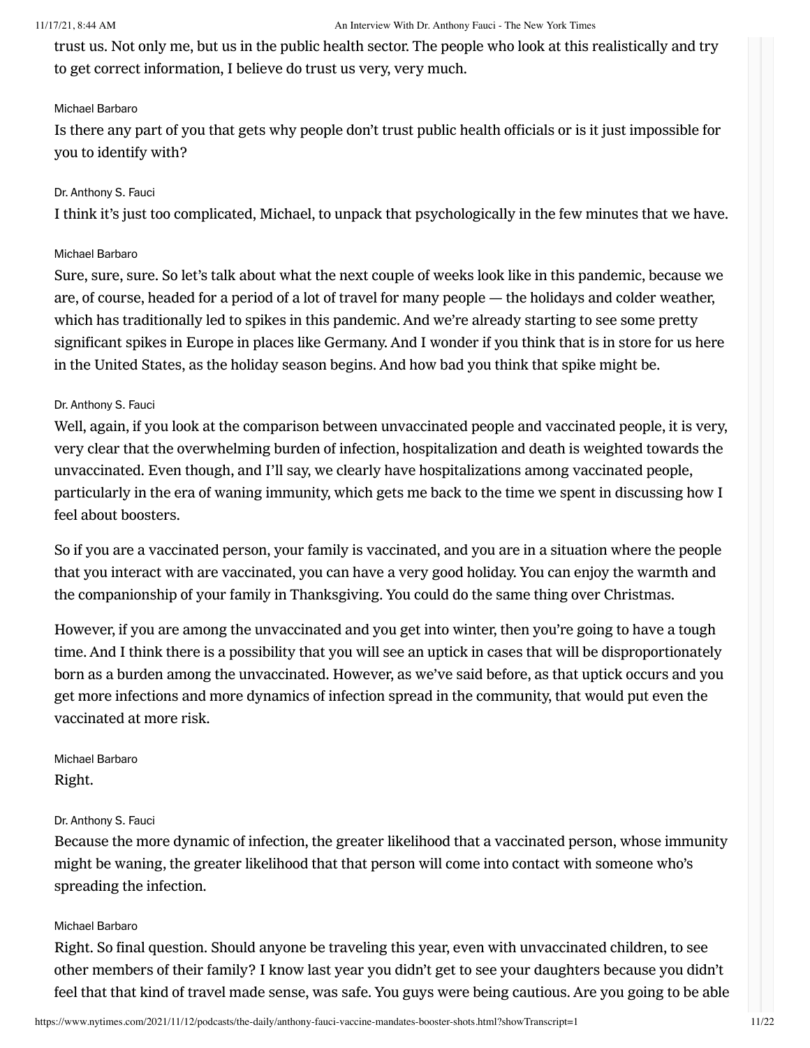trust us. Not only me, but us in the public health sector. The people who look at this realistically and try to get correct information, I believe do trust us very, very much.

Michael Barbaro

Is there any part of you that gets why people don't trust public health officials or is it just impossible for you to identify with?

Dr. Anthony S. Fauci

I think it's just too complicated, Michael, to unpack that psychologically in the few minutes that we have.

Michael Barbaro

Sure, sure, sure. So let's talk about what the next couple of weeks look like in this pandemic, because we are, of course, headed for a period of a lot of travel for many people — the holidays and colder weather, which has traditionally led to spikes in this pandemic. And we're already starting to see some pretty significant spikes in Europe in places like Germany. And I wonder if you think that is in store for us here in the United States, as the holiday season begins. And how bad you think that spike might be.

Dr. Anthony S. Fauci

Well, again, if you look at the comparison between unvaccinated people and vaccinated people, it is very, very clear that the overwhelming burden of infection, hospitalization and death is weighted towards the unvaccinated. Even though, and I'll say, we clearly have hospitalizations among vaccinated people, particularly in the era of waning immunity, which gets me back to the time we spent in discussing how I feel about boosters.

So if you are a vaccinated person, your family is vaccinated, and you are in a situation where the people that you interact with are vaccinated, you can have a very good holiday. You can enjoy the warmth and the companionship of your family in Thanksgiving. You could do the same thing over Christmas.

However, if you are among the unvaccinated and you get into winter, then you're going to have a tough time. And I think there is a possibility that you will see an uptick in cases that will be disproportionately born as a burden among the unvaccinated. However, as we've said before, as that uptick occurs and you get more infections and more dynamics of infection spread in the community, that would put even the vaccinated at more risk.

Michael Barbaro

Right.

Dr. Anthony S. Fauci

Because the more dynamic of infection, the greater likelihood that a vaccinated person, whose immunity might be waning, the greater likelihood that that person will come into contact with someone who's spreading the infection.

Michael Barbaro

Right. So final question. Should anyone be traveling this year, even with unvaccinated children, to see other members of their family? I know last year you didn't get to see your daughters because you didn't feel that that kind of travel made sense, was safe. You guys were being cautious. Are you going to be able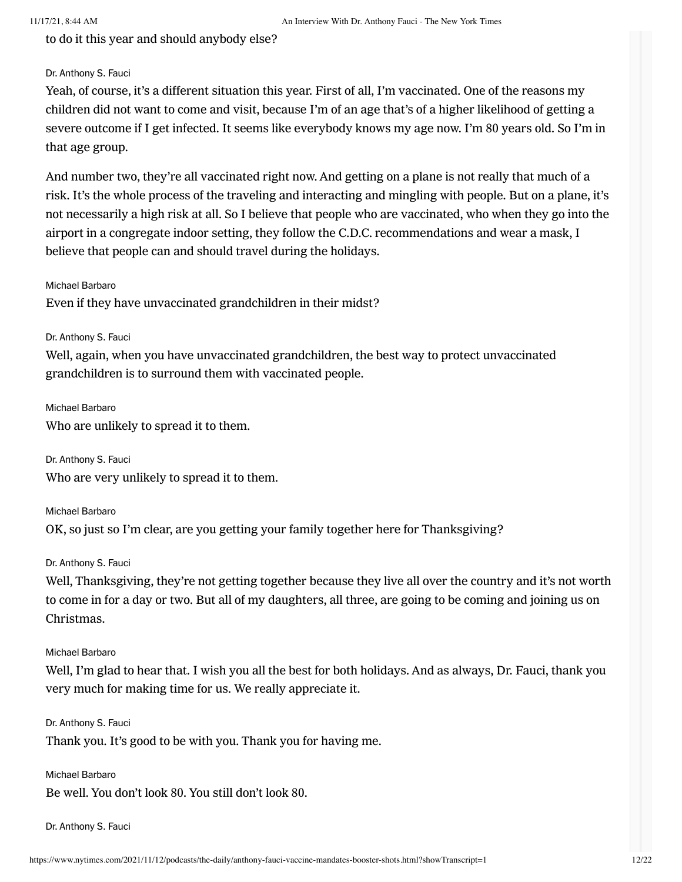to do it this year and should anybody else?

Dr. Anthony S. Fauci

Yeah, of course, it's a different situation this year. First of all, I'm vaccinated. One of the reasons my children did not want to come and visit, because I'm of an age that's of a higher likelihood of getting a severe outcome if I get infected. It seems like everybody knows my age now. I'm 80 years old. So I'm in that age group.

And number two, they're all vaccinated right now. And getting on a plane is not really that much of a risk. It's the whole process of the traveling and interacting and mingling with people. But on a plane, it's not necessarily a high risk at all. So I believe that people who are vaccinated, who when they go into the airport in a congregate indoor setting, they follow the C.D.C. recommendations and wear a mask, I believe that people can and should travel during the holidays.

Michael Barbaro

Even if they have unvaccinated grandchildren in their midst?

Dr. Anthony S. Fauci

Well, again, when you have unvaccinated grandchildren, the best way to protect unvaccinated grandchildren is to surround them with vaccinated people.

Michael Barbaro

Who are unlikely to spread it to them.

Dr. Anthony S. Fauci

Who are very unlikely to spread it to them.

Michael Barbaro

OK, so just so I'm clear, are you getting your family together here for Thanksgiving?

Dr. Anthony S. Fauci

Well, Thanksgiving, they're not getting together because they live all over the country and it's not worth to come in for a day or two. But all of my daughters, all three, are going to be coming and joining us on Christmas.

Michael Barbaro

Well, I'm glad to hear that. I wish you all the best for both holidays. And as always, Dr. Fauci, thank you very much for making time for us. We really appreciate it.

Dr. Anthony S. Fauci

Thank you. It's good to be with you. Thank you for having me.

Michael Barbaro

Be well. You don't look 80. You still don't look 80.

Dr. Anthony S. Fauci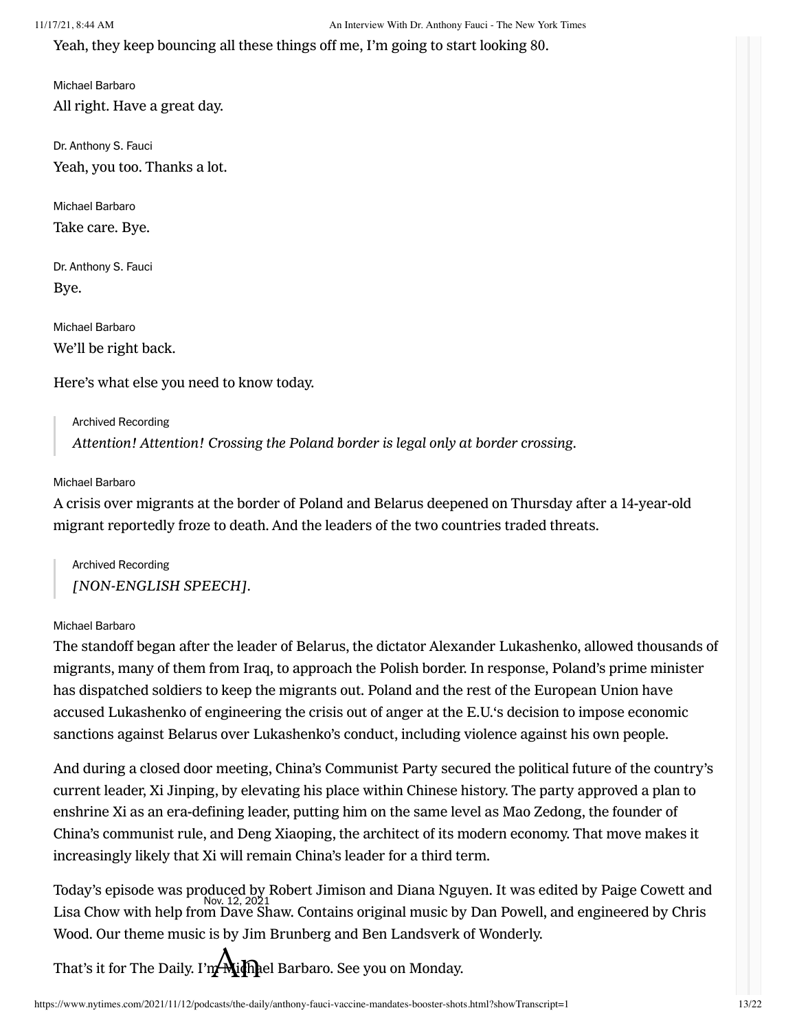Yeah, they keep bouncing all these things off me, I'm going to start looking 80.

Michael Barbaro

All right. Have a great day.

Dr. Anthony S. Fauci

Yeah, you too. Thanks a lot.

Michael Barbaro

Take care. Bye.

Dr. Anthony S. Fauci

Bye.

Michael Barbaro

We'll be right back.

Here's what else you need to know today.

> Archived Recording
>
> *Attention! Attention! Crossing the Poland border is legal only at border crossing.*

Michael Barbaro

A crisis over migrants at the border of Poland and Belarus deepened on Thursday after a 14-year-old migrant reportedly froze to death. And the leaders of the two countries traded threats.

> Archived Recording
>
> *[NON-ENGLISH SPEECH].*

Michael Barbaro

The standoff began after the leader of Belarus, the dictator Alexander Lukashenko, allowed thousands of migrants, many of them from Iraq, to approach the Polish border. In response, Poland's prime minister has dispatched soldiers to keep the migrants out. Poland and the rest of the European Union have accused Lukashenko of engineering the crisis out of anger at the E.U.'s decision to impose economic sanctions against Belarus over Lukashenko's conduct, including violence against his own people.

And during a closed door meeting, China's Communist Party secured the political future of the country's current leader, Xi Jinping, by elevating his place within Chinese history. The party approved a plan to enshrine Xi as an era-defining leader, putting him on the same level as Mao Zedong, the founder of China's communist rule, and Deng Xiaoping, the architect of its modern economy. That move makes it increasingly likely that Xi will remain China's leader for a third term.

Today's episode was produced by Robert Jimison and Diana Nguyen. It was edited by Paige Cowett and Lisa Chow with help from Dave Shaw. Contains original music by Dan Powell, and engineered by Chris Wood. Our theme music is by Jim Brunberg and Ben Landsverk of Wonderly.

That's it for The Daily. I'm Michael Barbaro. See you on Monday.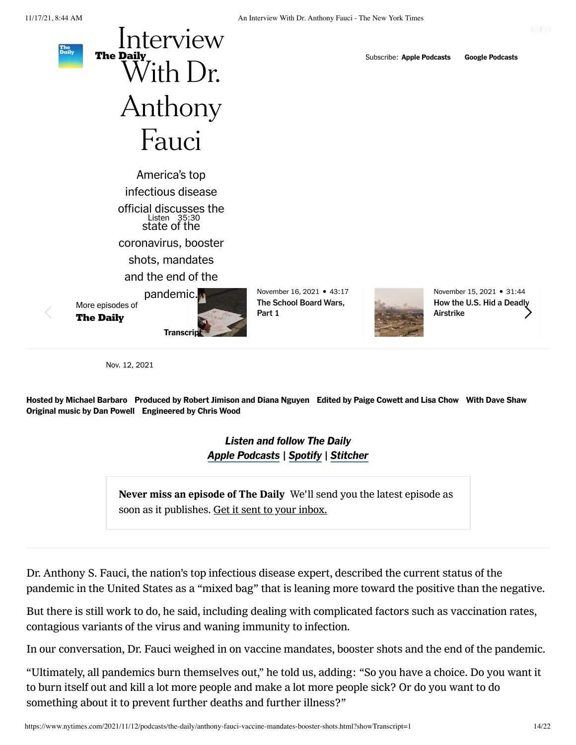The Daily

# Interview With Dr. Anthony Fauci

America's top infectious disease official discusses the state of the coronavirus, booster shots, mandates and the end of the pandemic.

Listen 35:30

Transcript

Subscribe: **Apple Podcasts** **Google Podcasts**

More episodes of **The Daily**

November 16, 2021 • 43:17
The School Board Wars, Part 1

November 15, 2021 • 31:44
How the U.S. Hid a Deadly Airstrike

Nov. 12, 2021

**Hosted by Michael Barbaro Produced by Robert Jimison and Diana Nguyen Edited by Paige Cowett and Lisa Chow With Dave Shaw Original music by Dan Powell Engineered by Chris Wood**

***Listen and follow The Daily***
***Apple Podcasts | Spotify | Stitcher***

**Never miss an episode of The Daily** We'll send you the latest episode as soon as it publishes. Get it sent to your inbox.

Dr. Anthony S. Fauci, the nation's top infectious disease expert, described the current status of the pandemic in the United States as a "mixed bag" that is leaning more toward the positive than the negative.

But there is still work to do, he said, including dealing with complicated factors such as vaccination rates, contagious variants of the virus and waning immunity to infection.

In our conversation, Dr. Fauci weighed in on vaccine mandates, booster shots and the end of the pandemic.

"Ultimately, all pandemics burn themselves out," he told us, adding: "So you have a choice. Do you want it to burn itself out and kill a lot more people and make a lot more people sick? Or do you want to do something about it to prevent further deaths and further illness?"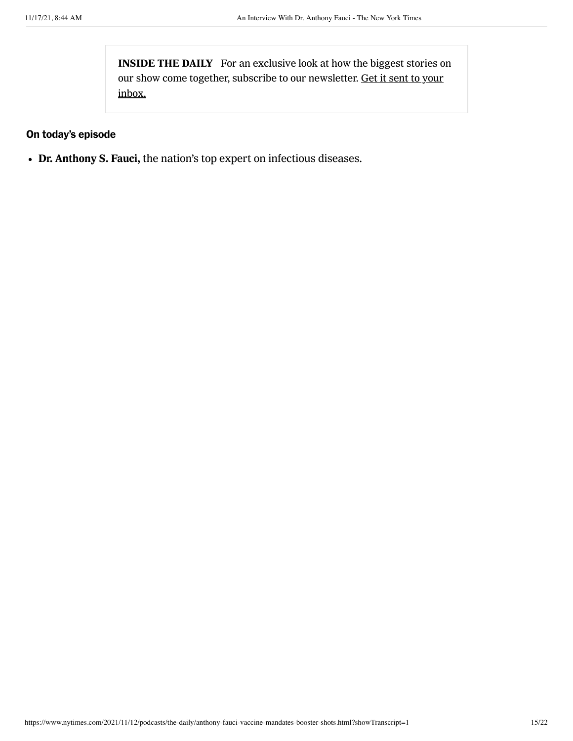**INSIDE THE DAILY** For an exclusive look at how the biggest stories on our show come together, subscribe to our newsletter. Get it sent to your inbox.

### On today's episode

- **Dr. Anthony S. Fauci,** the nation's top expert on infectious diseases.